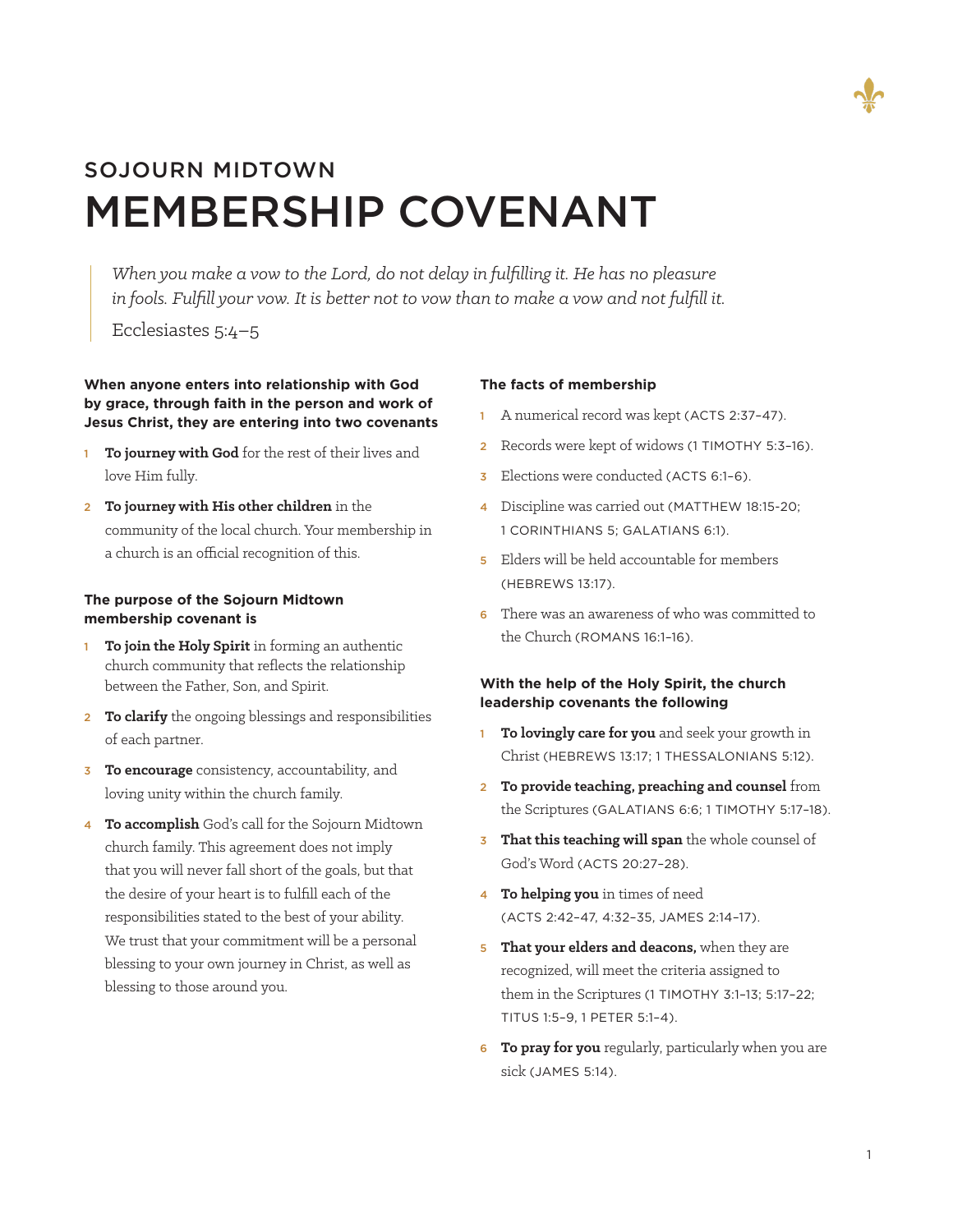SOJOURN MIDTOWN

# MEMBERSHIP COVENANT

> *When you make a vow to the Lord, do not delay in fulfilling it. He has no pleasure in fools. Fulfill your vow. It is better not to vow than to make a vow and not fulfill it.*
>
> Ecclesiastes 5:4–5

**When anyone enters into relationship with God by grace, through faith in the person and work of Jesus Christ, they are entering into two covenants**

1. **To journey with God** for the rest of their lives and love Him fully.
2. **To journey with His other children** in the community of the local church. Your membership in a church is an official recognition of this.

**The purpose of the Sojourn Midtown membership covenant is**

1. **To join the Holy Spirit** in forming an authentic church community that reflects the relationship between the Father, Son, and Spirit.
2. **To clarify** the ongoing blessings and responsibilities of each partner.
3. **To encourage** consistency, accountability, and loving unity within the church family.
4. **To accomplish** God's call for the Sojourn Midtown church family. This agreement does not imply that you will never fall short of the goals, but that the desire of your heart is to fulfill each of the responsibilities stated to the best of your ability. We trust that your commitment will be a personal blessing to your own journey in Christ, as well as blessing to those around you.

**The facts of membership**

1. A numerical record was kept (ACTS 2:37–47).
2. Records were kept of widows (1 TIMOTHY 5:3–16).
3. Elections were conducted (ACTS 6:1–6).
4. Discipline was carried out (MATTHEW 18:15-20; 1 CORINTHIANS 5; GALATIANS 6:1).
5. Elders will be held accountable for members (HEBREWS 13:17).
6. There was an awareness of who was committed to the Church (ROMANS 16:1–16).

**With the help of the Holy Spirit, the church leadership covenants the following**

1. **To lovingly care for you** and seek your growth in Christ (HEBREWS 13:17; 1 THESSALONIANS 5:12).
2. **To provide teaching, preaching and counsel** from the Scriptures (GALATIANS 6:6; 1 TIMOTHY 5:17–18).
3. **That this teaching will span** the whole counsel of God's Word (ACTS 20:27–28).
4. **To helping you** in times of need (ACTS 2:42–47, 4:32–35, JAMES 2:14–17).
5. **That your elders and deacons,** when they are recognized, will meet the criteria assigned to them in the Scriptures (1 TIMOTHY 3:1–13; 5:17–22; TITUS 1:5–9, 1 PETER 5:1–4).
6. **To pray for you** regularly, particularly when you are sick (JAMES 5:14).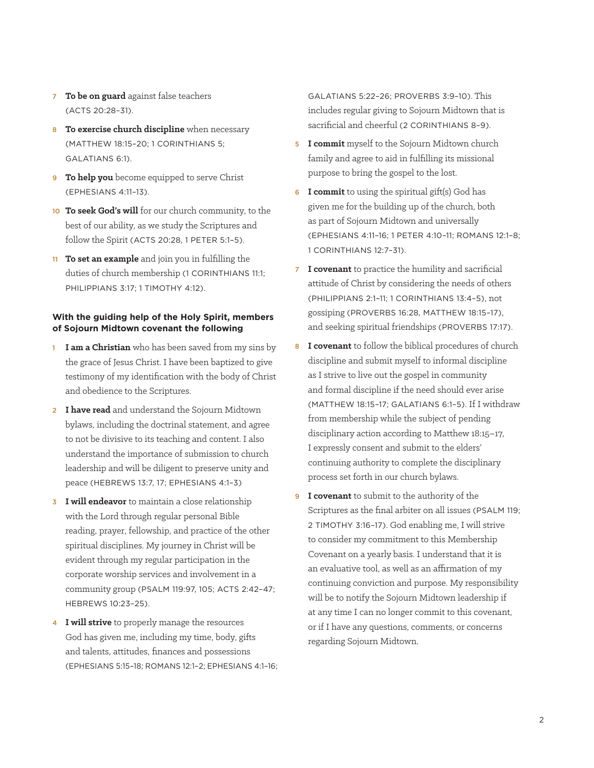7. **To be on guard** against false teachers (ACTS 20:28–31).
8. **To exercise church discipline** when necessary (MATTHEW 18:15–20; 1 CORINTHIANS 5; GALATIANS 6:1).
9. **To help you** become equipped to serve Christ (EPHESIANS 4:11–13).
10. **To seek God's will** for our church community, to the best of our ability, as we study the Scriptures and follow the Spirit (ACTS 20:28, 1 PETER 5:1–5).
11. **To set an example** and join you in fulfilling the duties of church membership (1 CORINTHIANS 11:1; PHILIPPIANS 3:17; 1 TIMOTHY 4:12).

**With the guiding help of the Holy Spirit, members of Sojourn Midtown covenant the following**

1. **I am a Christian** who has been saved from my sins by the grace of Jesus Christ. I have been baptized to give testimony of my identification with the body of Christ and obedience to the Scriptures.
2. **I have read** and understand the Sojourn Midtown bylaws, including the doctrinal statement, and agree to not be divisive to its teaching and content. I also understand the importance of submission to church leadership and will be diligent to preserve unity and peace (HEBREWS 13:7, 17; EPHESIANS 4:1–3)
3. **I will endeavor** to maintain a close relationship with the Lord through regular personal Bible reading, prayer, fellowship, and practice of the other spiritual disciplines. My journey in Christ will be evident through my regular participation in the corporate worship services and involvement in a community group (PSALM 119:97, 105; ACTS 2:42–47; HEBREWS 10:23–25).
4. **I will strive** to properly manage the resources God has given me, including my time, body, gifts and talents, attitudes, finances and possessions (EPHESIANS 5:15–18; ROMANS 12:1–2; EPHESIANS 4:1–16; GALATIANS 5:22–26; PROVERBS 3:9–10). This includes regular giving to Sojourn Midtown that is sacrificial and cheerful (2 CORINTHIANS 8–9).
5. **I commit** myself to the Sojourn Midtown church family and agree to aid in fulfilling its missional purpose to bring the gospel to the lost.
6. **I commit** to using the spiritual gift(s) God has given me for the building up of the church, both as part of Sojourn Midtown and universally (EPHESIANS 4:11–16; 1 PETER 4:10–11; ROMANS 12:1–8; 1 CORINTHIANS 12:7–31).
7. **I covenant** to practice the humility and sacrificial attitude of Christ by considering the needs of others (PHILIPPIANS 2:1–11; 1 CORINTHIANS 13:4–5), not gossiping (PROVERBS 16:28, MATTHEW 18:15–17), and seeking spiritual friendships (PROVERBS 17:17).
8. **I covenant** to follow the biblical procedures of church discipline and submit myself to informal discipline as I strive to live out the gospel in community and formal discipline if the need should ever arise (MATTHEW 18:15–17; GALATIANS 6:1–5). If I withdraw from membership while the subject of pending disciplinary action according to Matthew 18:15–17, I expressly consent and submit to the elders' continuing authority to complete the disciplinary process set forth in our church bylaws.
9. **I covenant** to submit to the authority of the Scriptures as the final arbiter on all issues (PSALM 119; 2 TIMOTHY 3:16–17). God enabling me, I will strive to consider my commitment to this Membership Covenant on a yearly basis. I understand that it is an evaluative tool, as well as an affirmation of my continuing conviction and purpose. My responsibility will be to notify the Sojourn Midtown leadership if at any time I can no longer commit to this covenant, or if I have any questions, comments, or concerns regarding Sojourn Midtown.